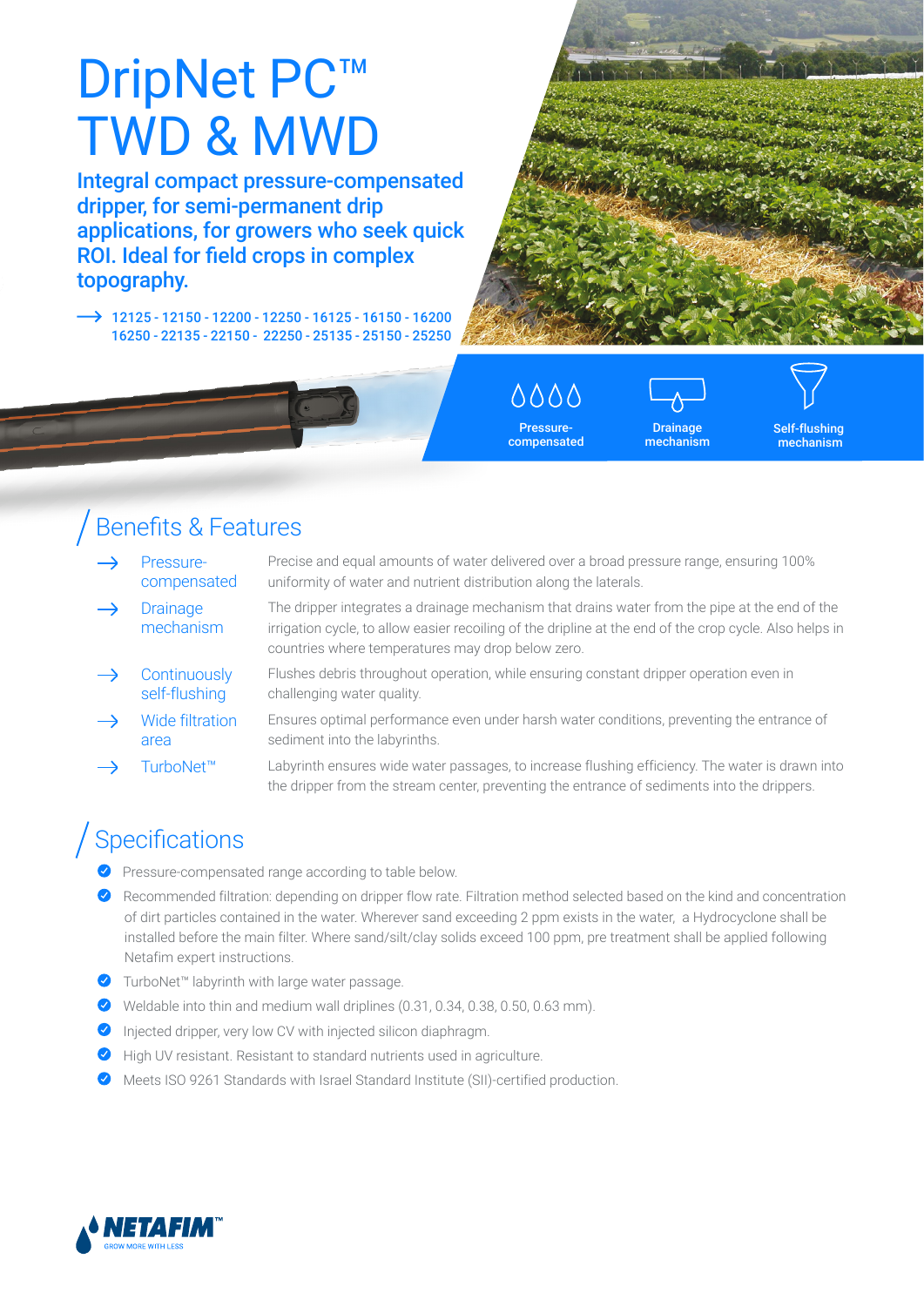# DripNet PC™ TWD & MWD

**Integral compact pressure-compensated dripper, for semi-permanent drip applications, for growers who seek quick ROI. Ideal for field crops in complex topography.**

→ 12125 - 12150 - 12200 - 12250 - 16125 - 16150 - 16200 16250 - 22135 - 22150 - 22250 - 25135 - 25150 - 25250

Pressure-compensated | Drainage mechanism | Self-flushing mechanism

## Benefits & Features

- **Pressure-compensated** — Precise and equal amounts of water delivered over a broad pressure range, ensuring 100% uniformity of water and nutrient distribution along the laterals.
- **Drainage mechanism** — The dripper integrates a drainage mechanism that drains water from the pipe at the end of the irrigation cycle, to allow easier recoiling of the dripline at the end of the crop cycle. Also helps in countries where temperatures may drop below zero.
- **Continuously self-flushing** — Flushes debris throughout operation, while ensuring constant dripper operation even in challenging water quality.
- **Wide filtration area** — Ensures optimal performance even under harsh water conditions, preventing the entrance of sediment into the labyrinths.
- **TurboNet™** — Labyrinth ensures wide water passages, to increase flushing efficiency. The water is drawn into the dripper from the stream center, preventing the entrance of sediments into the drippers.

## Specifications

- Pressure-compensated range according to table below.
- Recommended filtration: depending on dripper flow rate. Filtration method selected based on the kind and concentration of dirt particles contained in the water. Wherever sand exceeding 2 ppm exists in the water, a Hydrocyclone shall be installed before the main filter. Where sand/silt/clay solids exceed 100 ppm, pre treatment shall be applied following Netafim expert instructions.
- TurboNet™ labyrinth with large water passage.
- Weldable into thin and medium wall driplines (0.31, 0.34, 0.38, 0.50, 0.63 mm).
- Injected dripper, very low CV with injected silicon diaphragm.
- High UV resistant. Resistant to standard nutrients used in agriculture.
- Meets ISO 9261 Standards with Israel Standard Institute (SII)-certified production.

NETAFIM™ GROW MORE WITH LESS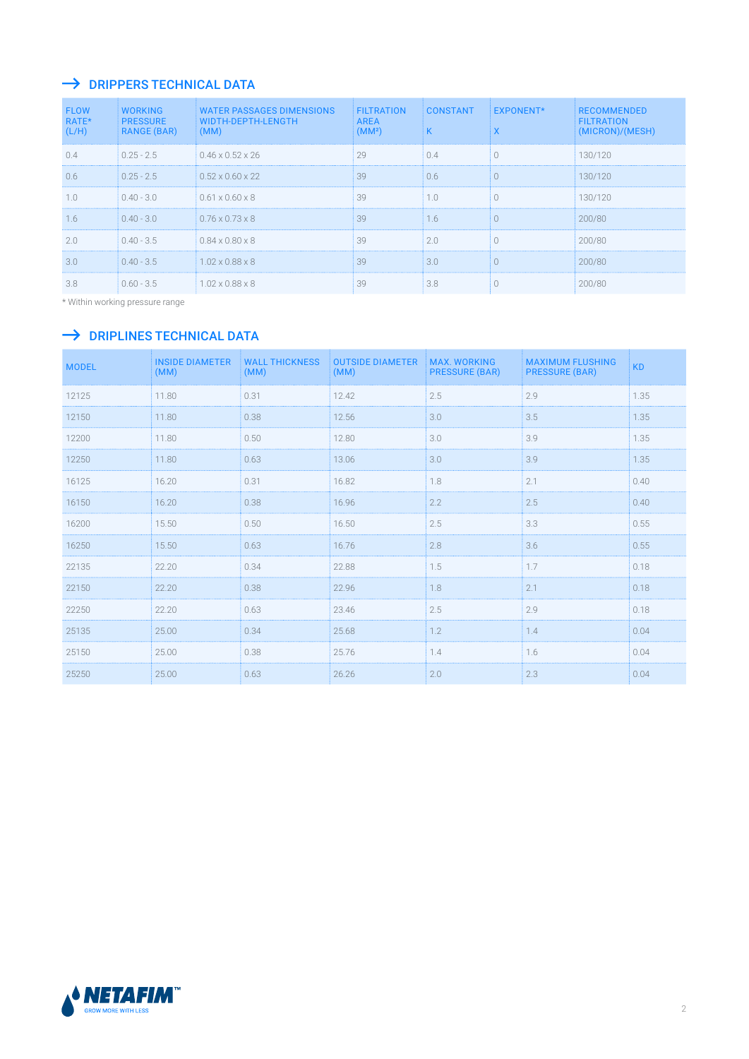## DRIPPERS TECHNICAL DATA

| FLOW RATE* (L/H) | WORKING PRESSURE RANGE (BAR) | WATER PASSAGES DIMENSIONS WIDTH-DEPTH-LENGTH (MM) | FILTRATION AREA ($MM^2$) | CONSTANT K | EXPONENT* X | RECOMMENDED FILTRATION (MICRON)/(MESH) |
|---|---|---|---|---|---|---|
| 0.4 | 0.25 - 2.5 | 0.46 x 0.52 x 26 | 29 | 0.4 | 0 | 130/120 |
| 0.6 | 0.25 - 2.5 | 0.52 x 0.60 x 22 | 39 | 0.6 | 0 | 130/120 |
| 1.0 | 0.40 - 3.0 | 0.61 x 0.60 x 8 | 39 | 1.0 | 0 | 130/120 |
| 1.6 | 0.40 - 3.0 | 0.76 x 0.73 x 8 | 39 | 1.6 | 0 | 200/80 |
| 2.0 | 0.40 - 3.5 | 0.84 x 0.80 x 8 | 39 | 2.0 | 0 | 200/80 |
| 3.0 | 0.40 - 3.5 | 1.02 x 0.88 x 8 | 39 | 3.0 | 0 | 200/80 |
| 3.8 | 0.60 - 3.5 | 1.02 x 0.88 x 8 | 39 | 3.8 | 0 | 200/80 |

* Within working pressure range

## DRIPLINES TECHNICAL DATA

| MODEL | INSIDE DIAMETER (MM) | WALL THICKNESS (MM) | OUTSIDE DIAMETER (MM) | MAX. WORKING PRESSURE (BAR) | MAXIMUM FLUSHING PRESSURE (BAR) | KD |
|---|---|---|---|---|---|---|
| 12125 | 11.80 | 0.31 | 12.42 | 2.5 | 2.9 | 1.35 |
| 12150 | 11.80 | 0.38 | 12.56 | 3.0 | 3.5 | 1.35 |
| 12200 | 11.80 | 0.50 | 12.80 | 3.0 | 3.9 | 1.35 |
| 12250 | 11.80 | 0.63 | 13.06 | 3.0 | 3.9 | 1.35 |
| 16125 | 16.20 | 0.31 | 16.82 | 1.8 | 2.1 | 0.40 |
| 16150 | 16.20 | 0.38 | 16.96 | 2.2 | 2.5 | 0.40 |
| 16200 | 15.50 | 0.50 | 16.50 | 2.5 | 3.3 | 0.55 |
| 16250 | 15.50 | 0.63 | 16.76 | 2.8 | 3.6 | 0.55 |
| 22135 | 22.20 | 0.34 | 22.88 | 1.5 | 1.7 | 0.18 |
| 22150 | 22.20 | 0.38 | 22.96 | 1.8 | 2.1 | 0.18 |
| 22250 | 22.20 | 0.63 | 23.46 | 2.5 | 2.9 | 0.18 |
| 25135 | 25.00 | 0.34 | 25.68 | 1.2 | 1.4 | 0.04 |
| 25150 | 25.00 | 0.38 | 25.76 | 1.4 | 1.6 | 0.04 |
| 25250 | 25.00 | 0.63 | 26.26 | 2.0 | 2.3 | 0.04 |

NETAFIM™ GROW MORE WITH LESS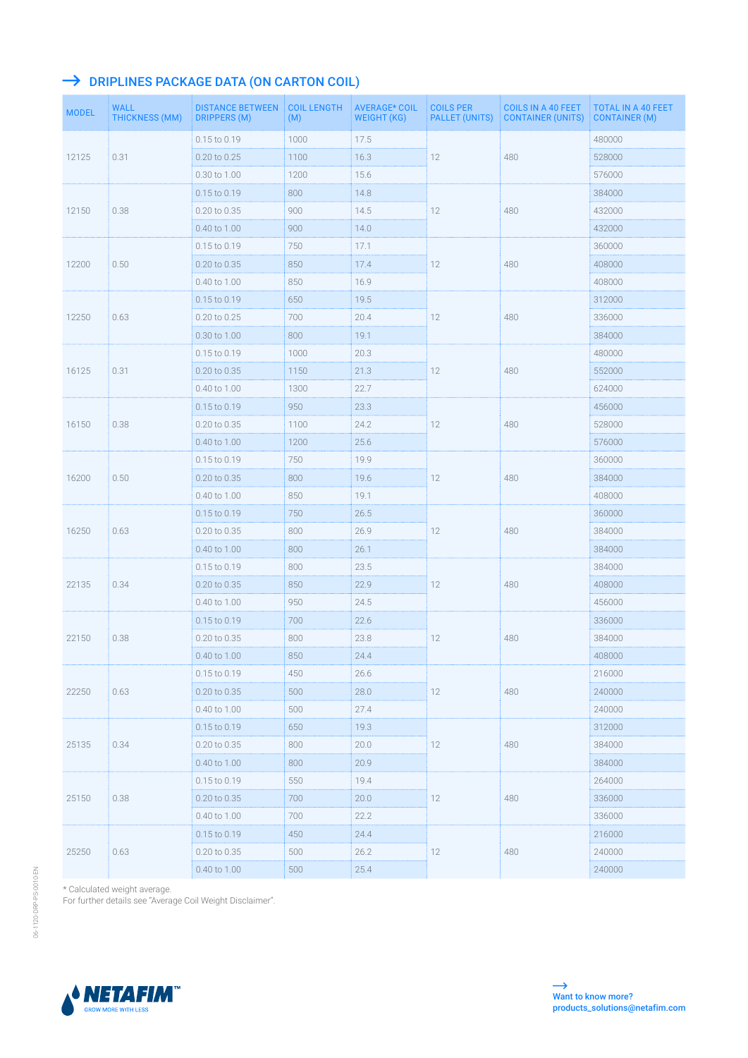## → DRIPLINES PACKAGE DATA (ON CARTON COIL)

| MODEL | WALL THICKNESS (MM) | DISTANCE BETWEEN DRIPPERS (M) | COIL LENGTH (M) | AVERAGE* COIL WEIGHT (KG) | COILS PER PALLET (UNITS) | COILS IN A 40 FEET CONTAINER (UNITS) | TOTAL IN A 40 FEET CONTAINER (M) |
|---|---|---|---|---|---|---|---|
| 12125 | 0.31 | 0.15 to 0.19 | 1000 | 17.5 | 12 | 480 | 480000 |
| | | 0.20 to 0.25 | 1100 | 16.3 | | | 528000 |
| | | 0.30 to 1.00 | 1200 | 15.6 | | | 576000 |
| 12150 | 0.38 | 0.15 to 0.19 | 800 | 14.8 | 12 | 480 | 384000 |
| | | 0.20 to 0.35 | 900 | 14.5 | | | 432000 |
| | | 0.40 to 1.00 | 900 | 14.0 | | | 432000 |
| 12200 | 0.50 | 0.15 to 0.19 | 750 | 17.1 | 12 | 480 | 360000 |
| | | 0.20 to 0.35 | 850 | 17.4 | | | 408000 |
| | | 0.40 to 1.00 | 850 | 16.9 | | | 408000 |
| 12250 | 0.63 | 0.15 to 0.19 | 650 | 19.5 | 12 | 480 | 312000 |
| | | 0.20 to 0.25 | 700 | 20.4 | | | 336000 |
| | | 0.30 to 1.00 | 800 | 19.1 | | | 384000 |
| 16125 | 0.31 | 0.15 to 0.19 | 1000 | 20.3 | 12 | 480 | 480000 |
| | | 0.20 to 0.35 | 1150 | 21.3 | | | 552000 |
| | | 0.40 to 1.00 | 1300 | 22.7 | | | 624000 |
| 16150 | 0.38 | 0.15 to 0.19 | 950 | 23.3 | 12 | 480 | 456000 |
| | | 0.20 to 0.35 | 1100 | 24.2 | | | 528000 |
| | | 0.40 to 1.00 | 1200 | 25.6 | | | 576000 |
| 16200 | 0.50 | 0.15 to 0.19 | 750 | 19.9 | 12 | 480 | 360000 |
| | | 0.20 to 0.35 | 800 | 19.6 | | | 384000 |
| | | 0.40 to 1.00 | 850 | 19.1 | | | 408000 |
| 16250 | 0.63 | 0.15 to 0.19 | 750 | 26.5 | 12 | 480 | 360000 |
| | | 0.20 to 0.35 | 800 | 26.9 | | | 384000 |
| | | 0.40 to 1.00 | 800 | 26.1 | | | 384000 |
| 22135 | 0.34 | 0.15 to 0.19 | 800 | 23.5 | 12 | 480 | 384000 |
| | | 0.20 to 0.35 | 850 | 22.9 | | | 408000 |
| | | 0.40 to 1.00 | 950 | 24.5 | | | 456000 |
| 22150 | 0.38 | 0.15 to 0.19 | 700 | 22.6 | 12 | 480 | 336000 |
| | | 0.20 to 0.35 | 800 | 23.8 | | | 384000 |
| | | 0.40 to 1.00 | 850 | 24.4 | | | 408000 |
| 22250 | 0.63 | 0.15 to 0.19 | 450 | 26.6 | 12 | 480 | 216000 |
| | | 0.20 to 0.35 | 500 | 28.0 | | | 240000 |
| | | 0.40 to 1.00 | 500 | 27.4 | | | 240000 |
| 25135 | 0.34 | 0.15 to 0.19 | 650 | 19.3 | 12 | 480 | 312000 |
| | | 0.20 to 0.35 | 800 | 20.0 | | | 384000 |
| | | 0.40 to 1.00 | 800 | 20.9 | | | 384000 |
| 25150 | 0.38 | 0.15 to 0.19 | 550 | 19.4 | 12 | 480 | 264000 |
| | | 0.20 to 0.35 | 700 | 20.0 | | | 336000 |
| | | 0.40 to 1.00 | 700 | 22.2 | | | 336000 |
| 25250 | 0.63 | 0.15 to 0.19 | 450 | 24.4 | 12 | 480 | 216000 |
| | | 0.20 to 0.35 | 500 | 26.2 | | | 240000 |
| | | 0.40 to 1.00 | 500 | 25.4 | | | 240000 |

* Calculated weight average.
For further details see "Average Coil Weight Disclaimer".

06-1120-DRP-PS-0010-EN

NETAFIM™ GROW MORE WITH LESS

→ Want to know more?
products_solutions@netafim.com